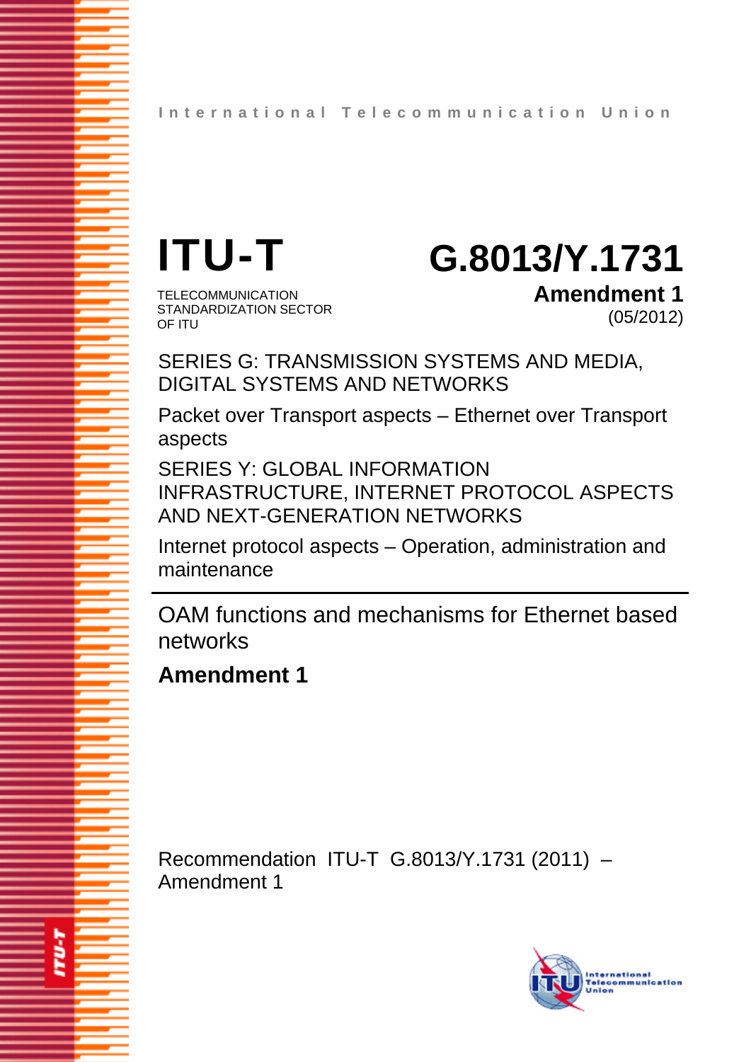International Telecommunication Union

# ITU-T

TELECOMMUNICATION STANDARDIZATION SECTOR OF ITU

# G.8013/Y.1731

**Amendment 1**

(05/2012)

SERIES G: TRANSMISSION SYSTEMS AND MEDIA, DIGITAL SYSTEMS AND NETWORKS

Packet over Transport aspects – Ethernet over Transport aspects

SERIES Y: GLOBAL INFORMATION INFRASTRUCTURE, INTERNET PROTOCOL ASPECTS AND NEXT-GENERATION NETWORKS

Internet protocol aspects – Operation, administration and maintenance

---

## OAM functions and mechanisms for Ethernet based networks

## **Amendment 1**

Recommendation ITU-T G.8013/Y.1731 (2011) – Amendment 1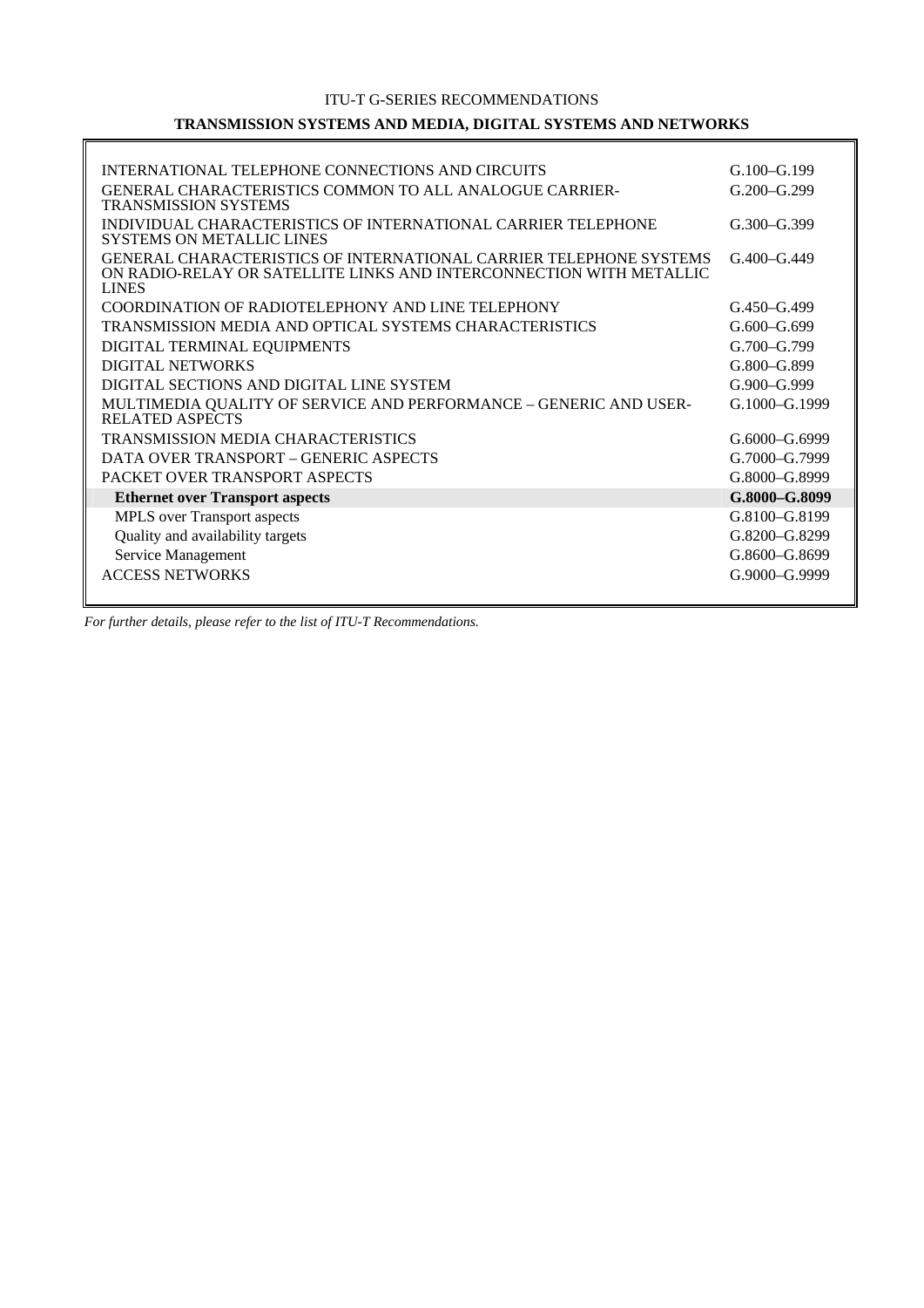ITU-T G-SERIES RECOMMENDATIONS

**TRANSMISSION SYSTEMS AND MEDIA, DIGITAL SYSTEMS AND NETWORKS**

| | |
|---|---|
| INTERNATIONAL TELEPHONE CONNECTIONS AND CIRCUITS | G.100–G.199 |
| GENERAL CHARACTERISTICS COMMON TO ALL ANALOGUE CARRIER-TRANSMISSION SYSTEMS | G.200–G.299 |
| INDIVIDUAL CHARACTERISTICS OF INTERNATIONAL CARRIER TELEPHONE SYSTEMS ON METALLIC LINES | G.300–G.399 |
| GENERAL CHARACTERISTICS OF INTERNATIONAL CARRIER TELEPHONE SYSTEMS ON RADIO-RELAY OR SATELLITE LINKS AND INTERCONNECTION WITH METALLIC LINES | G.400–G.449 |
| COORDINATION OF RADIOTELEPHONY AND LINE TELEPHONY | G.450–G.499 |
| TRANSMISSION MEDIA AND OPTICAL SYSTEMS CHARACTERISTICS | G.600–G.699 |
| DIGITAL TERMINAL EQUIPMENTS | G.700–G.799 |
| DIGITAL NETWORKS | G.800–G.899 |
| DIGITAL SECTIONS AND DIGITAL LINE SYSTEM | G.900–G.999 |
| MULTIMEDIA QUALITY OF SERVICE AND PERFORMANCE – GENERIC AND USER-RELATED ASPECTS | G.1000–G.1999 |
| TRANSMISSION MEDIA CHARACTERISTICS | G.6000–G.6999 |
| DATA OVER TRANSPORT – GENERIC ASPECTS | G.7000–G.7999 |
| PACKET OVER TRANSPORT ASPECTS | G.8000–G.8999 |
| **Ethernet over Transport aspects** | **G.8000–G.8099** |
| MPLS over Transport aspects | G.8100–G.8199 |
| Quality and availability targets | G.8200–G.8299 |
| Service Management | G.8600–G.8699 |
| ACCESS NETWORKS | G.9000–G.9999 |

*For further details, please refer to the list of ITU-T Recommendations.*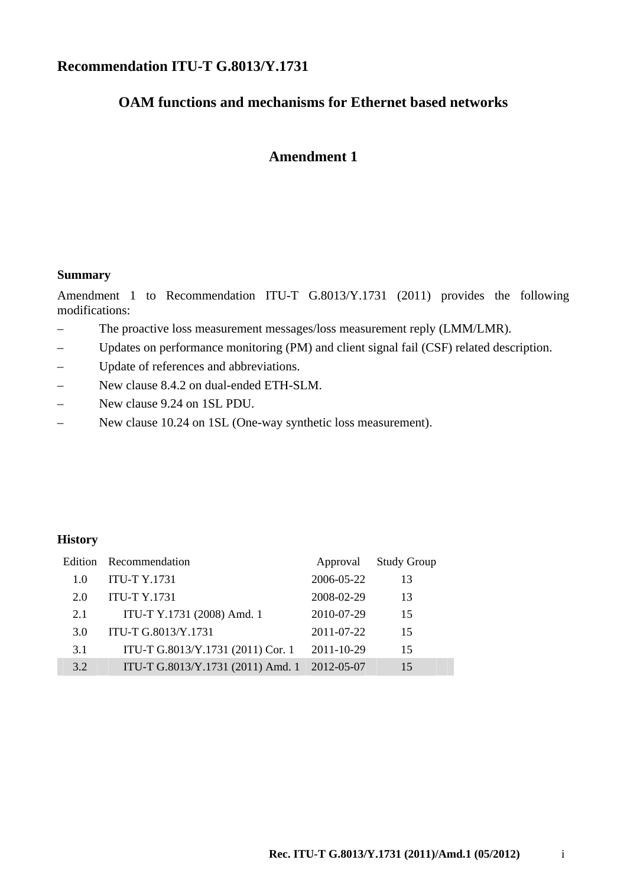# Recommendation ITU-T G.8013/Y.1731

## OAM functions and mechanisms for Ethernet based networks

## Amendment 1

### Summary

Amendment 1 to Recommendation ITU-T G.8013/Y.1731 (2011) provides the following modifications:

– The proactive loss measurement messages/loss measurement reply (LMM/LMR).
– Updates on performance monitoring (PM) and client signal fail (CSF) related description.
– Update of references and abbreviations.
– New clause 8.4.2 on dual-ended ETH-SLM.
– New clause 9.24 on 1SL PDU.
– New clause 10.24 on 1SL (One-way synthetic loss measurement).

### History

| Edition | Recommendation | Approval | Study Group |
|---|---|---|---|
| 1.0 | ITU-T Y.1731 | 2006-05-22 | 13 |
| 2.0 | ITU-T Y.1731 | 2008-02-29 | 13 |
| 2.1 | ITU-T Y.1731 (2008) Amd. 1 | 2010-07-29 | 15 |
| 3.0 | ITU-T G.8013/Y.1731 | 2011-07-22 | 15 |
| 3.1 | ITU-T G.8013/Y.1731 (2011) Cor. 1 | 2011-10-29 | 15 |
| 3.2 | ITU-T G.8013/Y.1731 (2011) Amd. 1 | 2012-05-07 | 15 |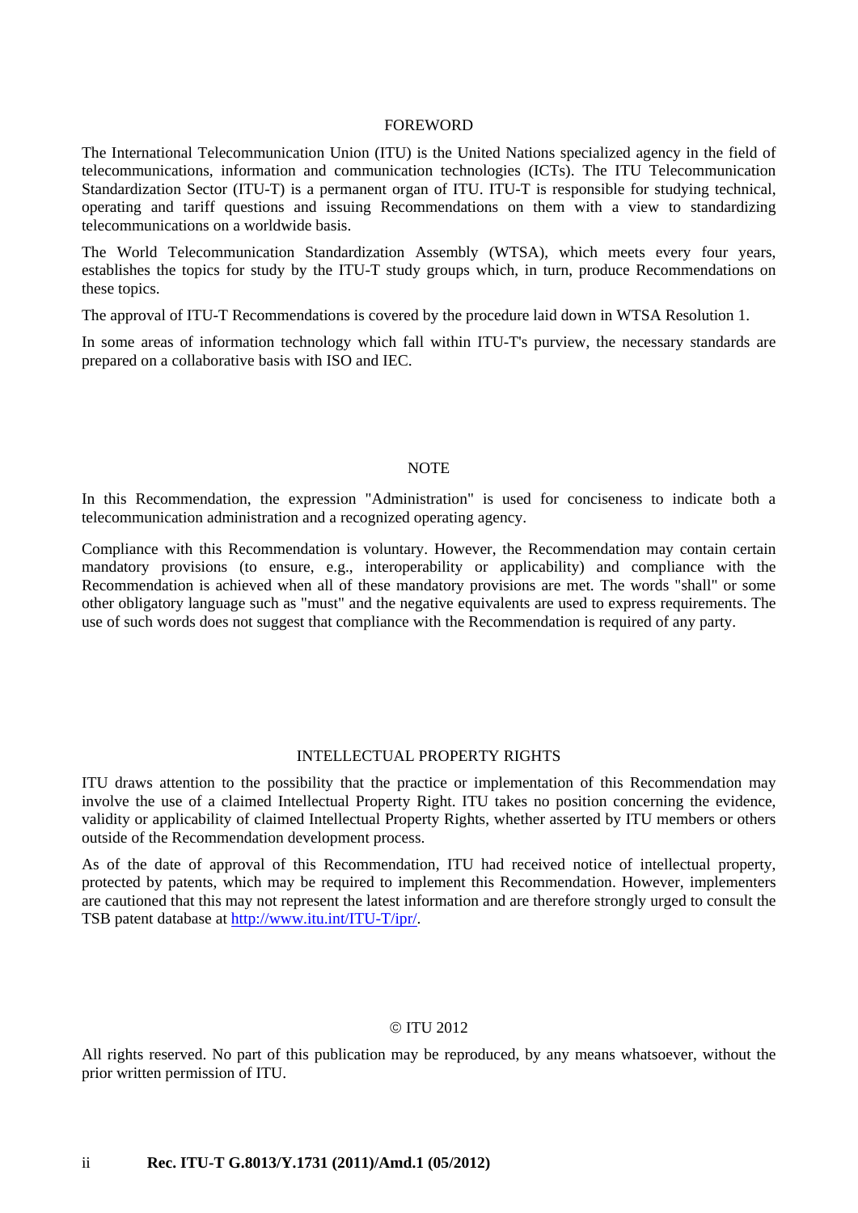## FOREWORD

The International Telecommunication Union (ITU) is the United Nations specialized agency in the field of telecommunications, information and communication technologies (ICTs). The ITU Telecommunication Standardization Sector (ITU-T) is a permanent organ of ITU. ITU-T is responsible for studying technical, operating and tariff questions and issuing Recommendations on them with a view to standardizing telecommunications on a worldwide basis.

The World Telecommunication Standardization Assembly (WTSA), which meets every four years, establishes the topics for study by the ITU-T study groups which, in turn, produce Recommendations on these topics.

The approval of ITU-T Recommendations is covered by the procedure laid down in WTSA Resolution 1.

In some areas of information technology which fall within ITU-T's purview, the necessary standards are prepared on a collaborative basis with ISO and IEC.

## NOTE

In this Recommendation, the expression "Administration" is used for conciseness to indicate both a telecommunication administration and a recognized operating agency.

Compliance with this Recommendation is voluntary. However, the Recommendation may contain certain mandatory provisions (to ensure, e.g., interoperability or applicability) and compliance with the Recommendation is achieved when all of these mandatory provisions are met. The words "shall" or some other obligatory language such as "must" and the negative equivalents are used to express requirements. The use of such words does not suggest that compliance with the Recommendation is required of any party.

## INTELLECTUAL PROPERTY RIGHTS

ITU draws attention to the possibility that the practice or implementation of this Recommendation may involve the use of a claimed Intellectual Property Right. ITU takes no position concerning the evidence, validity or applicability of claimed Intellectual Property Rights, whether asserted by ITU members or others outside of the Recommendation development process.

As of the date of approval of this Recommendation, ITU had received notice of intellectual property, protected by patents, which may be required to implement this Recommendation. However, implementers are cautioned that this may not represent the latest information and are therefore strongly urged to consult the TSB patent database at http://www.itu.int/ITU-T/ipr/.

© ITU 2012

All rights reserved. No part of this publication may be reproduced, by any means whatsoever, without the prior written permission of ITU.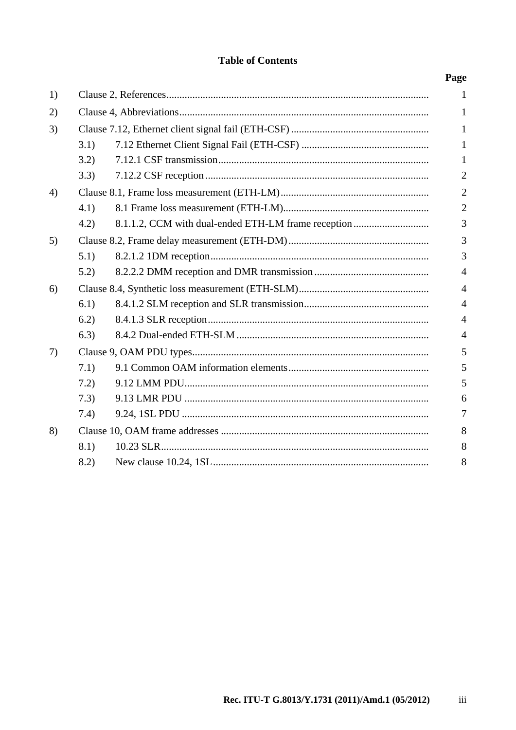# Table of Contents

| | | Page |
|---|---|---|
| 1) | Clause 2, References | 1 |
| 2) | Clause 4, Abbreviations | 1 |
| 3) | Clause 7.12, Ethernet client signal fail (ETH-CSF) | 1 |
| | 3.1) 7.12 Ethernet Client Signal Fail (ETH-CSF) | 1 |
| | 3.2) 7.12.1 CSF transmission | 1 |
| | 3.3) 7.12.2 CSF reception | 2 |
| 4) | Clause 8.1, Frame loss measurement (ETH-LM) | 2 |
| | 4.1) 8.1 Frame loss measurement (ETH-LM) | 2 |
| | 4.2) 8.1.1.2, CCM with dual-ended ETH-LM frame reception | 3 |
| 5) | Clause 8.2, Frame delay measurement (ETH-DM) | 3 |
| | 5.1) 8.2.1.2 1DM reception | 3 |
| | 5.2) 8.2.2.2 DMM reception and DMR transmission | 4 |
| 6) | Clause 8.4, Synthetic loss measurement (ETH-SLM) | 4 |
| | 6.1) 8.4.1.2 SLM reception and SLR transmission | 4 |
| | 6.2) 8.4.1.3 SLR reception | 4 |
| | 6.3) 8.4.2 Dual-ended ETH-SLM | 4 |
| 7) | Clause 9, OAM PDU types | 5 |
| | 7.1) 9.1 Common OAM information elements | 5 |
| | 7.2) 9.12 LMM PDU | 5 |
| | 7.3) 9.13 LMR PDU | 6 |
| | 7.4) 9.24, 1SL PDU | 7 |
| 8) | Clause 10, OAM frame addresses | 8 |
| | 8.1) 10.23 SLR | 8 |
| | 8.2) New clause 10.24, 1SL | 8 |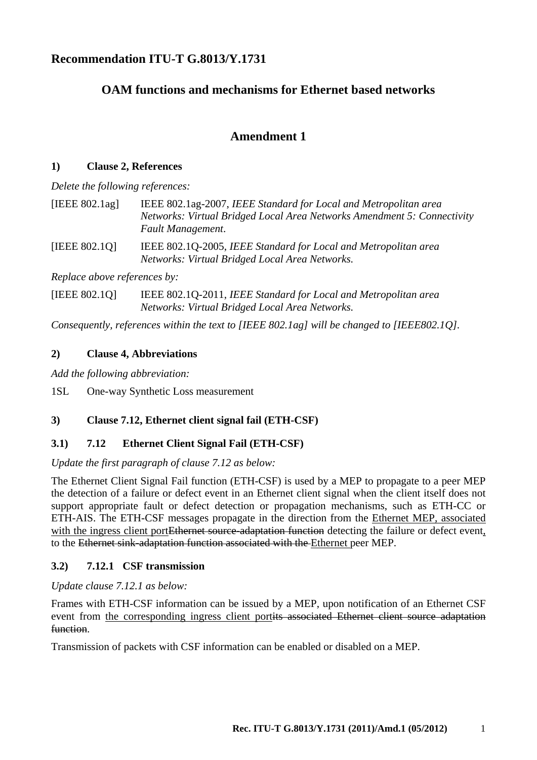# Recommendation ITU-T G.8013/Y.1731

## OAM functions and mechanisms for Ethernet based networks

## Amendment 1

### 1) Clause 2, References

*Delete the following references:*

[IEEE 802.1ag] IEEE 802.1ag-2007, *IEEE Standard for Local and Metropolitan area Networks: Virtual Bridged Local Area Networks Amendment 5: Connectivity Fault Management*.

[IEEE 802.1Q] IEEE 802.1Q-2005, *IEEE Standard for Local and Metropolitan area Networks: Virtual Bridged Local Area Networks.*

*Replace above references by:*

[IEEE 802.1Q] IEEE 802.1Q-2011, *IEEE Standard for Local and Metropolitan area Networks: Virtual Bridged Local Area Networks.*

*Consequently, references within the text to [IEEE 802.1ag] will be changed to [IEEE802.1Q].*

### 2) Clause 4, Abbreviations

*Add the following abbreviation:*

1SL One-way Synthetic Loss measurement

### 3) Clause 7.12, Ethernet client signal fail (ETH-CSF)

### 3.1) 7.12 Ethernet Client Signal Fail (ETH-CSF)

*Update the first paragraph of clause 7.12 as below:*

The Ethernet Client Signal Fail function (ETH-CSF) is used by a MEP to propagate to a peer MEP the detection of a failure or defect event in an Ethernet client signal when the client itself does not support appropriate fault or defect detection or propagation mechanisms, such as ETH-CC or ETH-AIS. The ETH-CSF messages propagate in the direction from the <u>Ethernet MEP, associated with the ingress client port</u>~~Ethernet source-adaptation function~~ detecting the failure or defect event<u>,</u> to the ~~Ethernet sink-adaptation function associated with the~~ <u>Ethernet</u> peer MEP.

### 3.2) 7.12.1 CSF transmission

*Update clause 7.12.1 as below:*

Frames with ETH-CSF information can be issued by a MEP, upon notification of an Ethernet CSF event from <u>the corresponding ingress client port</u>~~its associated Ethernet client source adaptation function~~.

Transmission of packets with CSF information can be enabled or disabled on a MEP.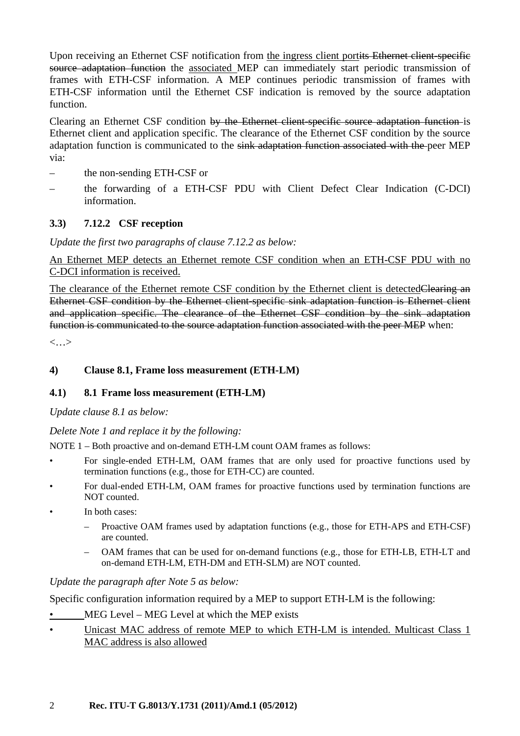Upon receiving an Ethernet CSF notification from <u>the ingress client port</u>~~its Ethernet client-specific source adaptation function~~ the <u>associated</u> MEP can immediately start periodic transmission of frames with ETH-CSF information. A MEP continues periodic transmission of frames with ETH-CSF information until the Ethernet CSF indication is removed by the source adaptation function.

Clearing an Ethernet CSF condition ~~by the Ethernet client-specific source adaptation function~~ is Ethernet client and application specific. The clearance of the Ethernet CSF condition by the source adaptation function is communicated to the ~~sink adaptation function associated with the~~ peer MEP via:

– the non-sending ETH-CSF or

– the forwarding of a ETH-CSF PDU with Client Defect Clear Indication (C-DCI) information.

### 3.3) 7.12.2 CSF reception

*Update the first two paragraphs of clause 7.12.2 as below:*

<u>An Ethernet MEP detects an Ethernet remote CSF condition when an ETH-CSF PDU with no C-DCI information is received.</u>

<u>The clearance of the Ethernet remote CSF condition by the Ethernet client is detected</u>~~Clearing an Ethernet CSF condition by the Ethernet client-specific sink adaptation function is Ethernet client and application specific. The clearance of the Ethernet CSF condition by the sink adaptation function is communicated to the source adaptation function associated with the peer MEP~~ when:

<…>

## 4) Clause 8.1, Frame loss measurement (ETH-LM)

### 4.1) 8.1 Frame loss measurement (ETH-LM)

*Update clause 8.1 as below:*

*Delete Note 1 and replace it by the following:*

NOTE 1 – Both proactive and on-demand ETH-LM count OAM frames as follows:

- For single-ended ETH-LM, OAM frames that are only used for proactive functions used by termination functions (e.g., those for ETH-CC) are counted.
- For dual-ended ETH-LM, OAM frames for proactive functions used by termination functions are NOT counted.
- In both cases:
  - Proactive OAM frames used by adaptation functions (e.g., those for ETH-APS and ETH-CSF) are counted.
  - OAM frames that can be used for on-demand functions (e.g., those for ETH-LB, ETH-LT and on-demand ETH-LM, ETH-DM and ETH-SLM) are NOT counted.

*Update the paragraph after Note 5 as below:*

Specific configuration information required by a MEP to support ETH-LM is the following:

- MEG Level – MEG Level at which the MEP exists
- <u>Unicast MAC address of remote MEP to which ETH-LM is intended. Multicast Class 1 MAC address is also allowed</u>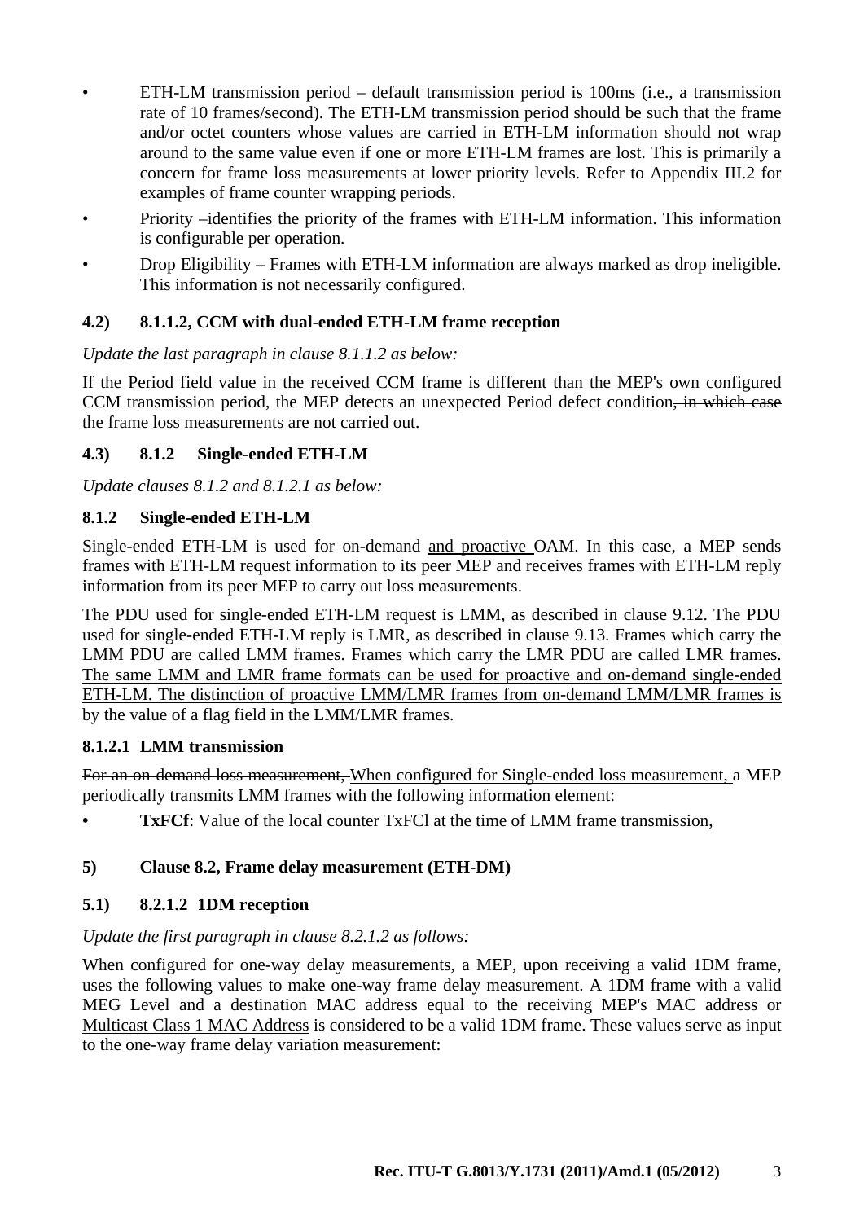- ETH-LM transmission period – default transmission period is 100ms (i.e., a transmission rate of 10 frames/second). The ETH-LM transmission period should be such that the frame and/or octet counters whose values are carried in ETH-LM information should not wrap around to the same value even if one or more ETH-LM frames are lost. This is primarily a concern for frame loss measurements at lower priority levels. Refer to Appendix III.2 for examples of frame counter wrapping periods.
- Priority –identifies the priority of the frames with ETH-LM information. This information is configurable per operation.
- Drop Eligibility – Frames with ETH-LM information are always marked as drop ineligible. This information is not necessarily configured.

### 4.2) 8.1.1.2, CCM with dual-ended ETH-LM frame reception

*Update the last paragraph in clause 8.1.1.2 as below:*

If the Period field value in the received CCM frame is different than the MEP's own configured CCM transmission period, the MEP detects an unexpected Period defect condition~~, in which case the frame loss measurements are not carried out~~.

### 4.3) 8.1.2 Single-ended ETH-LM

*Update clauses 8.1.2 and 8.1.2.1 as below:*

### 8.1.2 Single-ended ETH-LM

Single-ended ETH-LM is used for on-demand <u>and proactive</u> OAM. In this case, a MEP sends frames with ETH-LM request information to its peer MEP and receives frames with ETH-LM reply information from its peer MEP to carry out loss measurements.

The PDU used for single-ended ETH-LM request is LMM, as described in clause 9.12. The PDU used for single-ended ETH-LM reply is LMR, as described in clause 9.13. Frames which carry the LMM PDU are called LMM frames. Frames which carry the LMR PDU are called LMR frames. <u>The same LMM and LMR frame formats can be used for proactive and on-demand single-ended ETH-LM. The distinction of proactive LMM/LMR frames from on-demand LMM/LMR frames is by the value of a flag field in the LMM/LMR frames.</u>

### 8.1.2.1 LMM transmission

~~For an on-demand loss measurement,~~ <u>When configured for Single-ended loss measurement,</u> a MEP periodically transmits LMM frames with the following information element:

- **TxFCf**: Value of the local counter TxFCl at the time of LMM frame transmission,

### 5) Clause 8.2, Frame delay measurement (ETH-DM)

### 5.1) 8.2.1.2 1DM reception

*Update the first paragraph in clause 8.2.1.2 as follows:*

When configured for one-way delay measurements, a MEP, upon receiving a valid 1DM frame, uses the following values to make one-way frame delay measurement. A 1DM frame with a valid MEG Level and a destination MAC address equal to the receiving MEP's MAC address <u>or Multicast Class 1 MAC Address</u> is considered to be a valid 1DM frame. These values serve as input to the one-way frame delay variation measurement: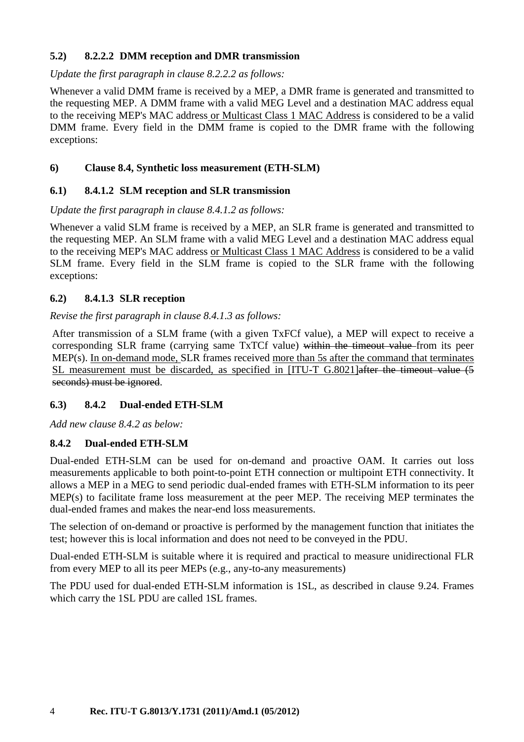### 5.2) 8.2.2.2 DMM reception and DMR transmission

*Update the first paragraph in clause 8.2.2.2 as follows:*

Whenever a valid DMM frame is received by a MEP, a DMR frame is generated and transmitted to the requesting MEP. A DMM frame with a valid MEG Level and a destination MAC address equal to the receiving MEP's MAC address <u>or Multicast Class 1 MAC Address</u> is considered to be a valid DMM frame. Every field in the DMM frame is copied to the DMR frame with the following exceptions:

### 6) Clause 8.4, Synthetic loss measurement (ETH-SLM)

### 6.1) 8.4.1.2 SLM reception and SLR transmission

*Update the first paragraph in clause 8.4.1.2 as follows:*

Whenever a valid SLM frame is received by a MEP, an SLR frame is generated and transmitted to the requesting MEP. An SLM frame with a valid MEG Level and a destination MAC address equal to the receiving MEP's MAC address <u>or Multicast Class 1 MAC Address</u> is considered to be a valid SLM frame. Every field in the SLM frame is copied to the SLR frame with the following exceptions:

### 6.2) 8.4.1.3 SLR reception

*Revise the first paragraph in clause 8.4.1.3 as follows:*

After transmission of a SLM frame (with a given TxFCf value), a MEP will expect to receive a corresponding SLR frame (carrying same TxTCf value) ~~within the timeout value~~ from its peer MEP(s). <u>In on-demand mode,</u> SLR frames received <u>more than 5s after the command that terminates SL measurement must be discarded, as specified in [ITU-T G.8021]</u>~~after the timeout value (5 seconds) must be ignored~~.

### 6.3) 8.4.2 Dual-ended ETH-SLM

*Add new clause 8.4.2 as below:*

### 8.4.2 Dual-ended ETH-SLM

Dual-ended ETH-SLM can be used for on-demand and proactive OAM. It carries out loss measurements applicable to both point-to-point ETH connection or multipoint ETH connectivity. It allows a MEP in a MEG to send periodic dual-ended frames with ETH-SLM information to its peer MEP(s) to facilitate frame loss measurement at the peer MEP. The receiving MEP terminates the dual-ended frames and makes the near-end loss measurements.

The selection of on-demand or proactive is performed by the management function that initiates the test; however this is local information and does not need to be conveyed in the PDU.

Dual-ended ETH-SLM is suitable where it is required and practical to measure unidirectional FLR from every MEP to all its peer MEPs (e.g., any-to-any measurements)

The PDU used for dual-ended ETH-SLM information is 1SL, as described in clause 9.24. Frames which carry the 1SL PDU are called 1SL frames.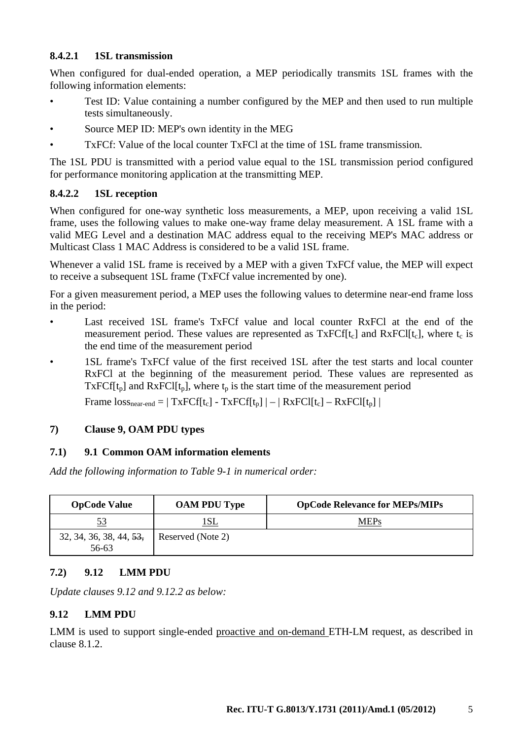#### 8.4.2.1 1SL transmission

When configured for dual-ended operation, a MEP periodically transmits 1SL frames with the following information elements:

- Test ID: Value containing a number configured by the MEP and then used to run multiple tests simultaneously.
- Source MEP ID: MEP's own identity in the MEG
- TxFCf: Value of the local counter TxFCl at the time of 1SL frame transmission.

The 1SL PDU is transmitted with a period value equal to the 1SL transmission period configured for performance monitoring application at the transmitting MEP.

#### 8.4.2.2 1SL reception

When configured for one-way synthetic loss measurements, a MEP, upon receiving a valid 1SL frame, uses the following values to make one-way frame delay measurement. A 1SL frame with a valid MEG Level and a destination MAC address equal to the receiving MEP's MAC address or Multicast Class 1 MAC Address is considered to be a valid 1SL frame.

Whenever a valid 1SL frame is received by a MEP with a given TxFCf value, the MEP will expect to receive a subsequent 1SL frame (TxFCf value incremented by one).

For a given measurement period, a MEP uses the following values to determine near-end frame loss in the period:

- Last received 1SL frame's TxFCf value and local counter RxFCl at the end of the measurement period. These values are represented as $TxFCf[t_c]$ and $RxFCl[t_c]$, where $t_c$ is the end time of the measurement period
- 1SL frame's TxFCf value of the first received 1SL after the test starts and local counter RxFCl at the beginning of the measurement period. These values are represented as $TxFCf[t_p]$ and $RxFCl[t_p]$, where $t_p$ is the start time of the measurement period

  $\text{Frame loss}_{\text{near-end}} = | TxFCf[t_c] - TxFCf[t_p] | – | RxFCl[t_c] – RxFCl[t_p] |$

### 7) Clause 9, OAM PDU types

### 7.1) 9.1 Common OAM information elements

*Add the following information to Table 9-1 in numerical order:*

| OpCode Value | OAM PDU Type | OpCode Relevance for MEPs/MIPs |
|---|---|---|
| <u>53</u> | <u>1SL</u> | <u>MEPs</u> |
| 32, 34, 36, 38, 44, ~~53,~~ 56-63 | Reserved (Note 2) | |

### 7.2) 9.12 LMM PDU

*Update clauses 9.12 and 9.12.2 as below:*

### 9.12 LMM PDU

LMM is used to support single-ended <u>proactive and on-demand</u> ETH-LM request, as described in clause 8.1.2.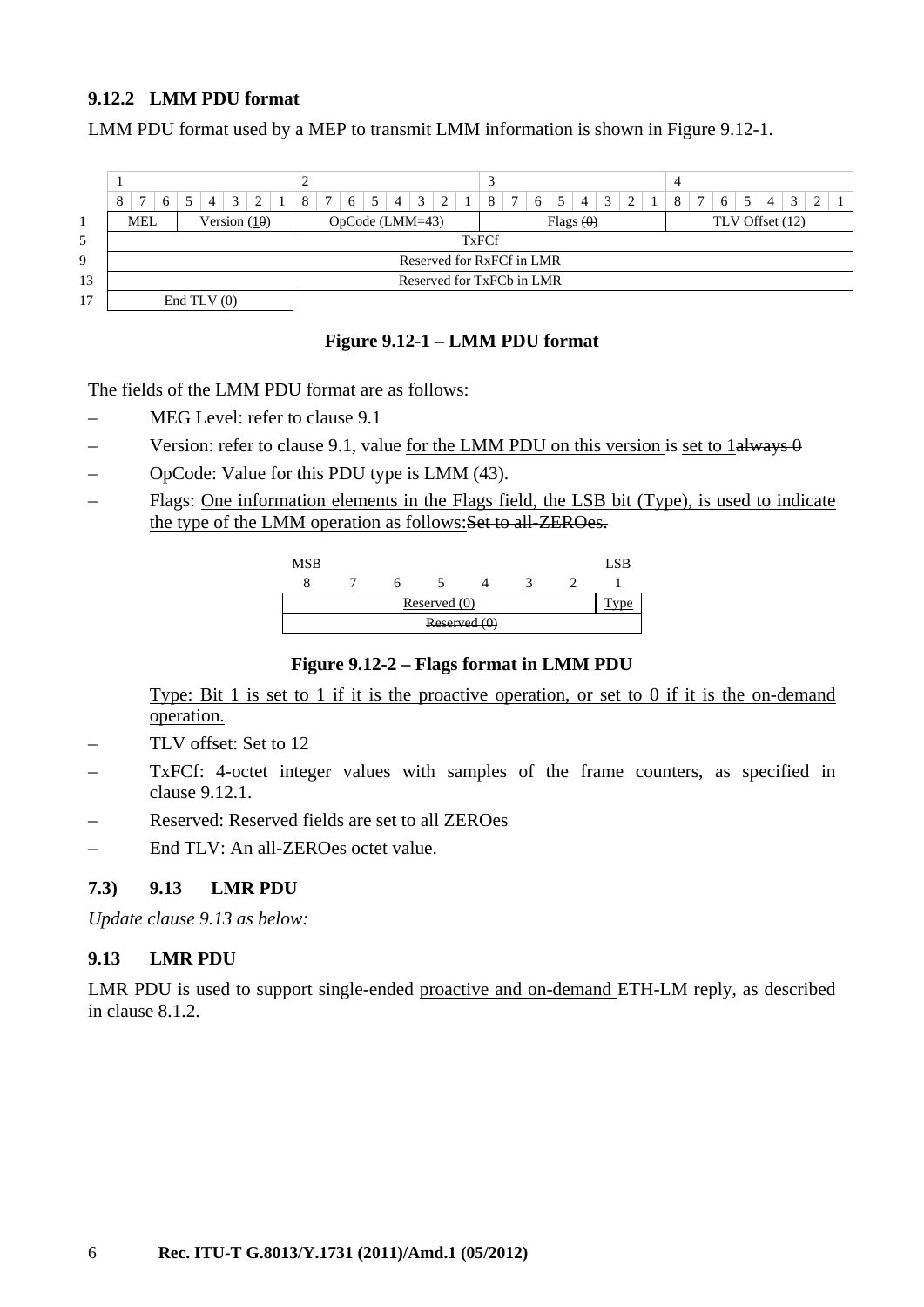### 9.12.2 LMM PDU format

LMM PDU format used by a MEP to transmit LMM information is shown in Figure 9.12-1.

| | 1 | | | | | | | | 2 | | | | | | | | 3 | | | | | | | | 4 | | | | | | | |
|---|---|---|---|---|---|---|---|---|---|---|---|---|---|---|---|---|---|---|---|---|---|---|---|---|---|---|---|---|---|---|---|---|
| | 8 | 7 | 6 | 5 | 4 | 3 | 2 | 1 | 8 | 7 | 6 | 5 | 4 | 3 | 2 | 1 | 8 | 7 | 6 | 5 | 4 | 3 | 2 | 1 | 8 | 7 | 6 | 5 | 4 | 3 | 2 | 1 |
| 1 | MEL | | | Version (1~~0~~) | | | | | OpCode (LMM=43) | | | | | | | | Flags ~~(0)~~ | | | | | | | | TLV Offset (12) | | | | | | | |
| 5 | TxFCf | | | | | | | | | | | | | | | | | | | | | | | | | | | | | | | |
| 9 | Reserved for RxFCf in LMR | | | | | | | | | | | | | | | | | | | | | | | | | | | | | | | |
| 13 | Reserved for TxFCb in LMR | | | | | | | | | | | | | | | | | | | | | | | | | | | | | | | |
| 17 | End TLV (0) | | | | | | | | | | | | | | | | | | | | | | | | | | | | | | | |

**Figure 9.12-1 – LMM PDU format**

The fields of the LMM PDU format are as follows:

– MEG Level: refer to clause 9.1

– Version: refer to clause 9.1, value <u>for the LMM PDU on this version</u> is <u>set to 1</u>~~always 0~~

– OpCode: Value for this PDU type is LMM (43).

– Flags: <u>One information elements in the Flags field, the LSB bit (Type), is used to indicate the type of the LMM operation as follows:</u>~~Set to all-ZEROes.~~

| MSB | | | | | | | LSB |
|---|---|---|---|---|---|---|---|
| 8 | 7 | 6 | 5 | 4 | 3 | 2 | 1 |
| <u>Reserved (0)</u> | | | | | | | <u>Type</u> |
| ~~Reserved (0)~~ | | | | | | | |

**Figure 9.12-2 – Flags format in LMM PDU**

<u>Type: Bit 1 is set to 1 if it is the proactive operation, or set to 0 if it is the on-demand operation.</u>

– TLV offset: Set to 12

– TxFCf: 4-octet integer values with samples of the frame counters, as specified in clause 9.12.1.

– Reserved: Reserved fields are set to all ZEROes

– End TLV: An all-ZEROes octet value.

### 7.3) 9.13 LMR PDU

*Update clause 9.13 as below:*

### 9.13 LMR PDU

LMR PDU is used to support single-ended <u>proactive and on-demand</u> ETH-LM reply, as described in clause 8.1.2.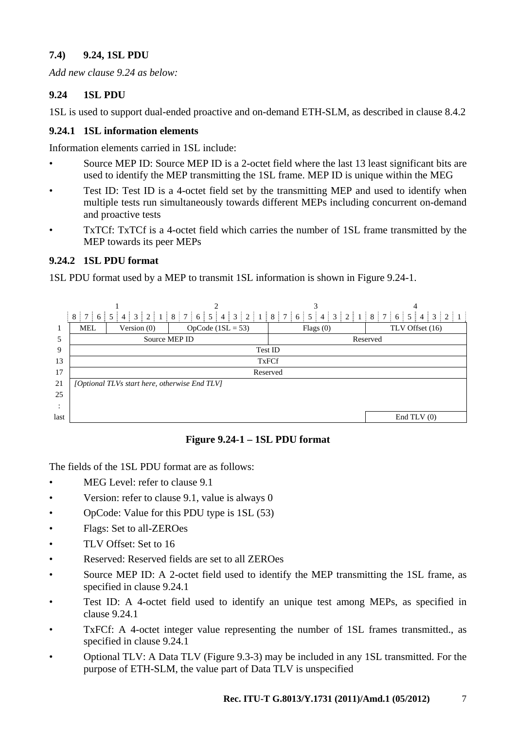### 7.4) 9.24, 1SL PDU

*Add new clause 9.24 as below:*

### 9.24 1SL PDU

1SL is used to support dual-ended proactive and on-demand ETH-SLM, as described in clause 8.4.2

#### 9.24.1 1SL information elements

Information elements carried in 1SL include:

- Source MEP ID: Source MEP ID is a 2-octet field where the last 13 least significant bits are used to identify the MEP transmitting the 1SL frame. MEP ID is unique within the MEG
- Test ID: Test ID is a 4-octet field set by the transmitting MEP and used to identify when multiple tests run simultaneously towards different MEPs including concurrent on-demand and proactive tests
- TxTCf: TxTCf is a 4-octet field which carries the number of 1SL frame transmitted by the MEP towards its peer MEPs

#### 9.24.2 1SL PDU format

1SL PDU format used by a MEP to transmit 1SL information is shown in Figure 9.24-1.

| | 1 (bits 8–6) | 1 (bits 5–1) | 2 (bits 8–1) | 3 (bits 8–1) | 4 (bits 8–1) |
|---|---|---|---|---|---|
| 1 | MEL | Version (0) | OpCode (1SL = 53) | Flags (0) | TLV Offset (16) |
| 5 | Source MEP ID | | | Reserved | |
| 9 | Test ID | | | | |
| 13 | TxFCf | | | | |
| 17 | Reserved | | | | |
| 21 | *[Optional TLVs start here, otherwise End TLV]* | | | | |
| 25 | | | | | |
| : | | | | | |
| last | | | | | End TLV (0) |

**Figure 9.24-1 – 1SL PDU format**

The fields of the 1SL PDU format are as follows:

- MEG Level: refer to clause 9.1
- Version: refer to clause 9.1, value is always 0
- OpCode: Value for this PDU type is 1SL (53)
- Flags: Set to all-ZEROes
- TLV Offset: Set to 16
- Reserved: Reserved fields are set to all ZEROes
- Source MEP ID: A 2-octet field used to identify the MEP transmitting the 1SL frame, as specified in clause 9.24.1
- Test ID: A 4-octet field used to identify an unique test among MEPs, as specified in clause 9.24.1
- TxFCf: A 4-octet integer value representing the number of 1SL frames transmitted., as specified in clause 9.24.1
- Optional TLV: A Data TLV (Figure 9.3-3) may be included in any 1SL transmitted. For the purpose of ETH-SLM, the value part of Data TLV is unspecified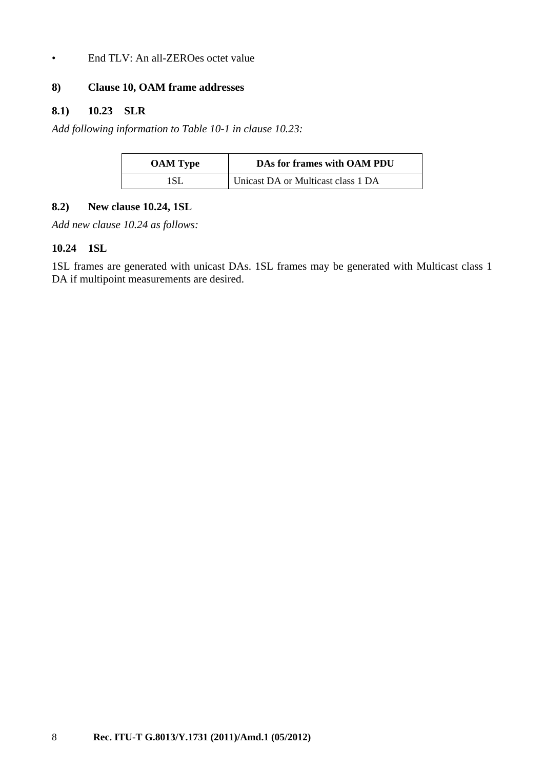- End TLV: An all-ZEROes octet value

### 8) Clause 10, OAM frame addresses

### 8.1) 10.23 SLR

*Add following information to Table 10-1 in clause 10.23:*

| OAM Type | DAs for frames with OAM PDU |
|---|---|
| 1SL | Unicast DA or Multicast class 1 DA |

### 8.2) New clause 10.24, 1SL

*Add new clause 10.24 as follows:*

### 10.24 1SL

1SL frames are generated with unicast DAs. 1SL frames may be generated with Multicast class 1 DA if multipoint measurements are desired.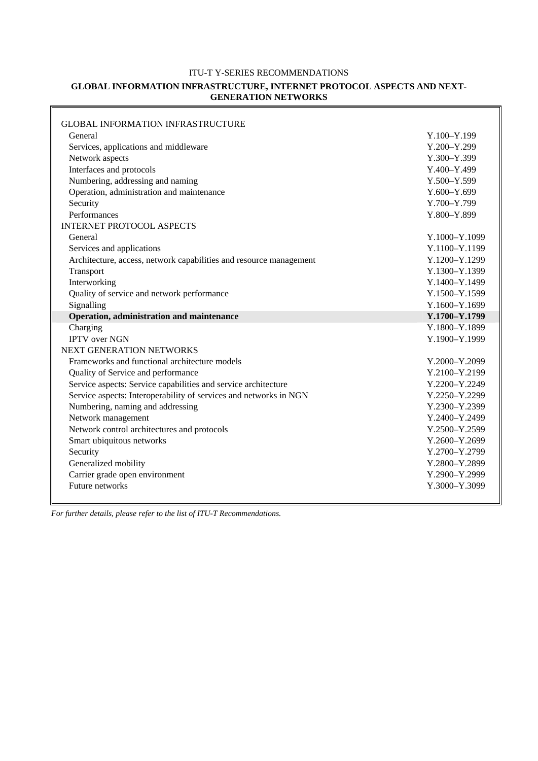ITU-T Y-SERIES RECOMMENDATIONS

**GLOBAL INFORMATION INFRASTRUCTURE, INTERNET PROTOCOL ASPECTS AND NEXT-GENERATION NETWORKS**

| | |
|---|---|
| GLOBAL INFORMATION INFRASTRUCTURE | |
| General | Y.100–Y.199 |
| Services, applications and middleware | Y.200–Y.299 |
| Network aspects | Y.300–Y.399 |
| Interfaces and protocols | Y.400–Y.499 |
| Numbering, addressing and naming | Y.500–Y.599 |
| Operation, administration and maintenance | Y.600–Y.699 |
| Security | Y.700–Y.799 |
| Performances | Y.800–Y.899 |
| INTERNET PROTOCOL ASPECTS | |
| General | Y.1000–Y.1099 |
| Services and applications | Y.1100–Y.1199 |
| Architecture, access, network capabilities and resource management | Y.1200–Y.1299 |
| Transport | Y.1300–Y.1399 |
| Interworking | Y.1400–Y.1499 |
| Quality of service and network performance | Y.1500–Y.1599 |
| Signalling | Y.1600–Y.1699 |
| **Operation, administration and maintenance** | **Y.1700–Y.1799** |
| Charging | Y.1800–Y.1899 |
| IPTV over NGN | Y.1900–Y.1999 |
| NEXT GENERATION NETWORKS | |
| Frameworks and functional architecture models | Y.2000–Y.2099 |
| Quality of Service and performance | Y.2100–Y.2199 |
| Service aspects: Service capabilities and service architecture | Y.2200–Y.2249 |
| Service aspects: Interoperability of services and networks in NGN | Y.2250–Y.2299 |
| Numbering, naming and addressing | Y.2300–Y.2399 |
| Network management | Y.2400–Y.2499 |
| Network control architectures and protocols | Y.2500–Y.2599 |
| Smart ubiquitous networks | Y.2600–Y.2699 |
| Security | Y.2700–Y.2799 |
| Generalized mobility | Y.2800–Y.2899 |
| Carrier grade open environment | Y.2900–Y.2999 |
| Future networks | Y.3000–Y.3099 |

*For further details, please refer to the list of ITU-T Recommendations.*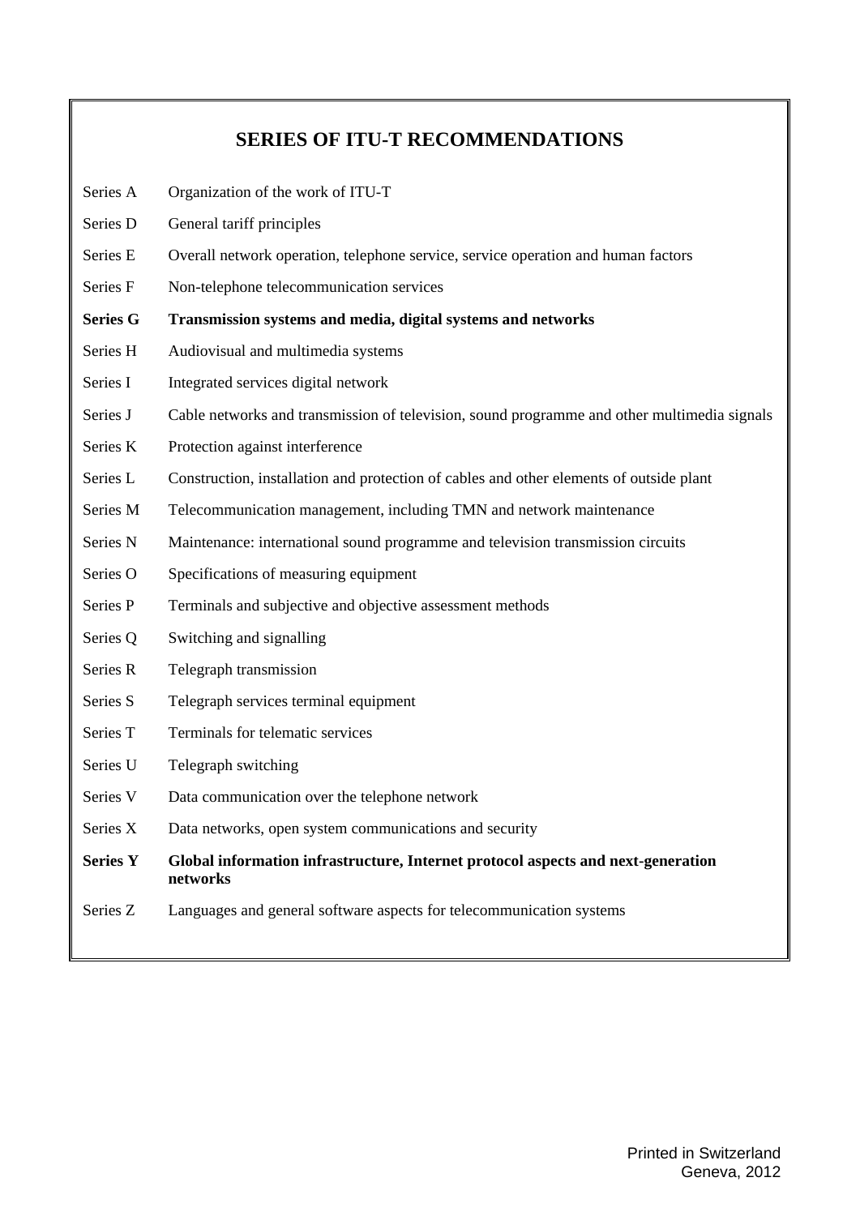## SERIES OF ITU-T RECOMMENDATIONS

| | |
|---|---|
| Series A | Organization of the work of ITU-T |
| Series D | General tariff principles |
| Series E | Overall network operation, telephone service, service operation and human factors |
| Series F | Non-telephone telecommunication services |
| **Series G** | **Transmission systems and media, digital systems and networks** |
| Series H | Audiovisual and multimedia systems |
| Series I | Integrated services digital network |
| Series J | Cable networks and transmission of television, sound programme and other multimedia signals |
| Series K | Protection against interference |
| Series L | Construction, installation and protection of cables and other elements of outside plant |
| Series M | Telecommunication management, including TMN and network maintenance |
| Series N | Maintenance: international sound programme and television transmission circuits |
| Series O | Specifications of measuring equipment |
| Series P | Terminals and subjective and objective assessment methods |
| Series Q | Switching and signalling |
| Series R | Telegraph transmission |
| Series S | Telegraph services terminal equipment |
| Series T | Terminals for telematic services |
| Series U | Telegraph switching |
| Series V | Data communication over the telephone network |
| Series X | Data networks, open system communications and security |
| **Series Y** | **Global information infrastructure, Internet protocol aspects and next-generation networks** |
| Series Z | Languages and general software aspects for telecommunication systems |

Printed in Switzerland
Geneva, 2012